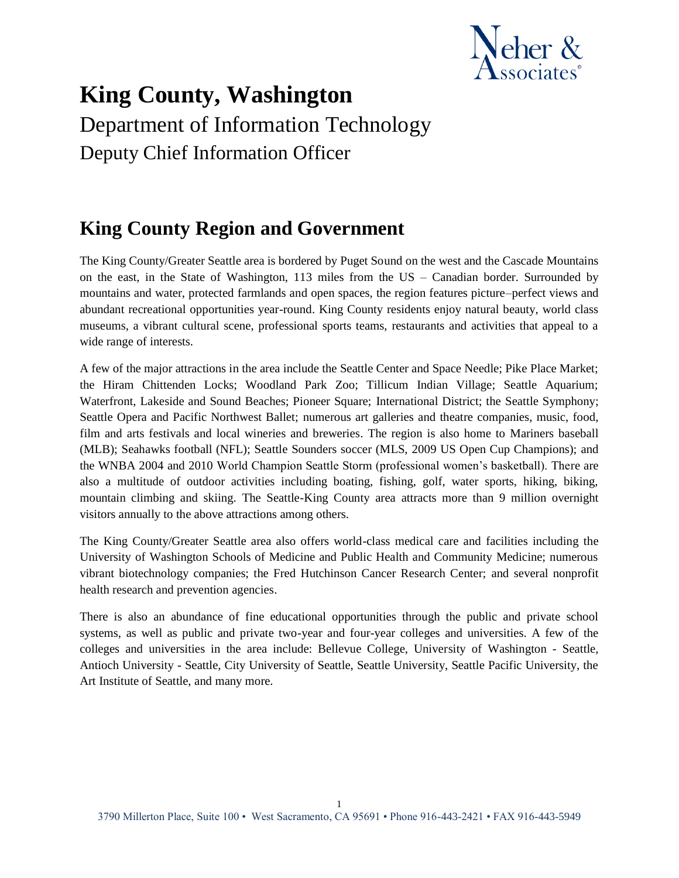# King County, Washington

Department of Information Technology

Deputy Chief Information Officer

## King County Region and Government

The King County/Greater Seattle area is bordered by Puget Sound on the west and the Cascade Mountains on the east, in the State of Washington, 113 miles from the US – Canadian border. Surrounded by mountains and water, protected farmlands and open spaces, the region features picture–perfect views and abundant recreational opportunities year-round. King County residents enjoy natural beauty, world class museums, a vibrant cultural scene, professional sports teams, restaurants and activities that appeal to a wide range of interests.

A few of the major attractions in the area include the Seattle Center and Space Needle; Pike Place Market; the Hiram Chittenden Locks; Woodland Park Zoo; Tillicum Indian Village; Seattle Aquarium; Waterfront, Lakeside and Sound Beaches; Pioneer Square; International District; the Seattle Symphony; Seattle Opera and Pacific Northwest Ballet; numerous art galleries and theatre companies, music, food, film and arts festivals and local wineries and breweries. The region is also home to Mariners baseball (MLB); Seahawks football (NFL); Seattle Sounders soccer (MLS, 2009 US Open Cup Champions); and the WNBA 2004 and 2010 World Champion Seattle Storm (professional women's basketball). There are also a multitude of outdoor activities including boating, fishing, golf, water sports, hiking, biking, mountain climbing and skiing. The Seattle-King County area attracts more than 9 million overnight visitors annually to the above attractions among others.

The King County/Greater Seattle area also offers world-class medical care and facilities including the University of Washington Schools of Medicine and Public Health and Community Medicine; numerous vibrant biotechnology companies; the Fred Hutchinson Cancer Research Center; and several nonprofit health research and prevention agencies.

There is also an abundance of fine educational opportunities through the public and private school systems, as well as public and private two-year and four-year colleges and universities. A few of the colleges and universities in the area include: Bellevue College, University of Washington - Seattle, Antioch University - Seattle, City University of Seattle, Seattle University, Seattle Pacific University, the Art Institute of Seattle, and many more.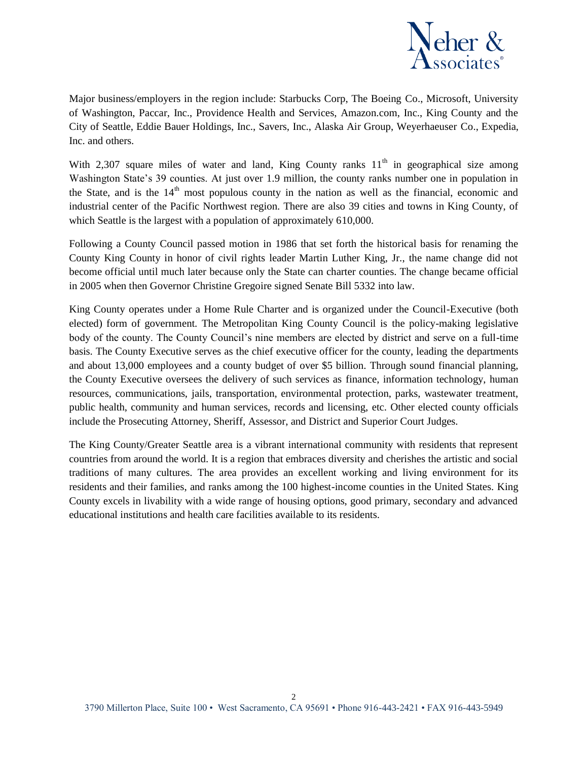Major business/employers in the region include: Starbucks Corp, The Boeing Co., Microsoft, University of Washington, Paccar, Inc., Providence Health and Services, Amazon.com, Inc., King County and the City of Seattle, Eddie Bauer Holdings, Inc., Savers, Inc., Alaska Air Group, Weyerhaeuser Co., Expedia, Inc. and others.

With 2,307 square miles of water and land, King County ranks 11th in geographical size among Washington State's 39 counties. At just over 1.9 million, the county ranks number one in population in the State, and is the 14th most populous county in the nation as well as the financial, economic and industrial center of the Pacific Northwest region. There are also 39 cities and towns in King County, of which Seattle is the largest with a population of approximately 610,000.

Following a County Council passed motion in 1986 that set forth the historical basis for renaming the County King County in honor of civil rights leader Martin Luther King, Jr., the name change did not become official until much later because only the State can charter counties. The change became official in 2005 when then Governor Christine Gregoire signed Senate Bill 5332 into law.

King County operates under a Home Rule Charter and is organized under the Council-Executive (both elected) form of government. The Metropolitan King County Council is the policy-making legislative body of the county. The County Council's nine members are elected by district and serve on a full-time basis. The County Executive serves as the chief executive officer for the county, leading the departments and about 13,000 employees and a county budget of over $5 billion. Through sound financial planning, the County Executive oversees the delivery of such services as finance, information technology, human resources, communications, jails, transportation, environmental protection, parks, wastewater treatment, public health, community and human services, records and licensing, etc. Other elected county officials include the Prosecuting Attorney, Sheriff, Assessor, and District and Superior Court Judges.

The King County/Greater Seattle area is a vibrant international community with residents that represent countries from around the world. It is a region that embraces diversity and cherishes the artistic and social traditions of many cultures. The area provides an excellent working and living environment for its residents and their families, and ranks among the 100 highest-income counties in the United States. King County excels in livability with a wide range of housing options, good primary, secondary and advanced educational institutions and health care facilities available to its residents.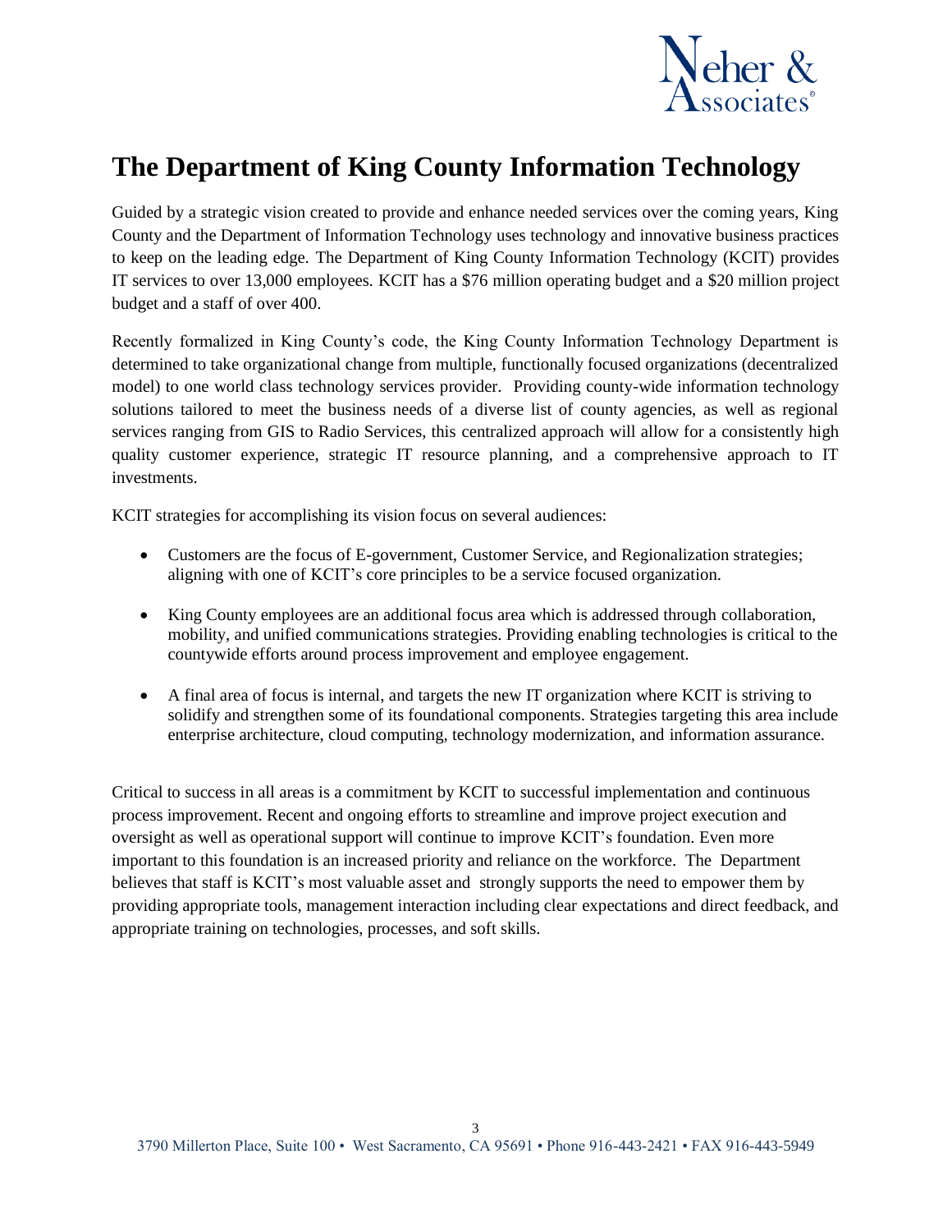# The Department of King County Information Technology

Guided by a strategic vision created to provide and enhance needed services over the coming years, King County and the Department of Information Technology uses technology and innovative business practices to keep on the leading edge. The Department of King County Information Technology (KCIT) provides IT services to over 13,000 employees. KCIT has a $76 million operating budget and a $20 million project budget and a staff of over 400.

Recently formalized in King County's code, the King County Information Technology Department is determined to take organizational change from multiple, functionally focused organizations (decentralized model) to one world class technology services provider. Providing county-wide information technology solutions tailored to meet the business needs of a diverse list of county agencies, as well as regional services ranging from GIS to Radio Services, this centralized approach will allow for a consistently high quality customer experience, strategic IT resource planning, and a comprehensive approach to IT investments.

KCIT strategies for accomplishing its vision focus on several audiences:

- Customers are the focus of E-government, Customer Service, and Regionalization strategies; aligning with one of KCIT's core principles to be a service focused organization.
- King County employees are an additional focus area which is addressed through collaboration, mobility, and unified communications strategies. Providing enabling technologies is critical to the countywide efforts around process improvement and employee engagement.
- A final area of focus is internal, and targets the new IT organization where KCIT is striving to solidify and strengthen some of its foundational components. Strategies targeting this area include enterprise architecture, cloud computing, technology modernization, and information assurance.

Critical to success in all areas is a commitment by KCIT to successful implementation and continuous process improvement. Recent and ongoing efforts to streamline and improve project execution and oversight as well as operational support will continue to improve KCIT's foundation. Even more important to this foundation is an increased priority and reliance on the workforce. The Department believes that staff is KCIT's most valuable asset and strongly supports the need to empower them by providing appropriate tools, management interaction including clear expectations and direct feedback, and appropriate training on technologies, processes, and soft skills.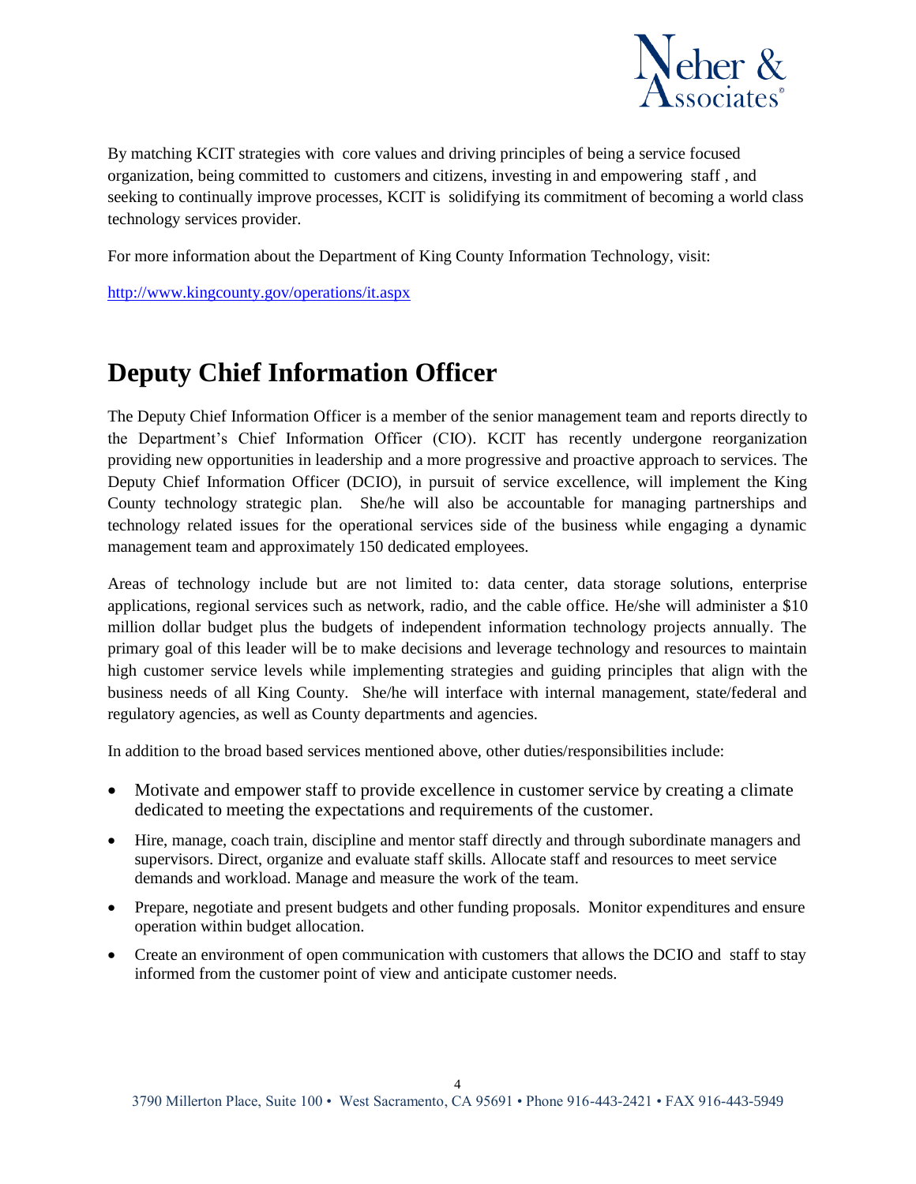By matching KCIT strategies with core values and driving principles of being a service focused organization, being committed to customers and citizens, investing in and empowering staff , and seeking to continually improve processes, KCIT is solidifying its commitment of becoming a world class technology services provider.

For more information about the Department of King County Information Technology, visit:

http://www.kingcounty.gov/operations/it.aspx

# Deputy Chief Information Officer

The Deputy Chief Information Officer is a member of the senior management team and reports directly to the Department's Chief Information Officer (CIO). KCIT has recently undergone reorganization providing new opportunities in leadership and a more progressive and proactive approach to services. The Deputy Chief Information Officer (DCIO), in pursuit of service excellence, will implement the King County technology strategic plan. She/he will also be accountable for managing partnerships and technology related issues for the operational services side of the business while engaging a dynamic management team and approximately 150 dedicated employees.

Areas of technology include but are not limited to: data center, data storage solutions, enterprise applications, regional services such as network, radio, and the cable office. He/she will administer a $10 million dollar budget plus the budgets of independent information technology projects annually. The primary goal of this leader will be to make decisions and leverage technology and resources to maintain high customer service levels while implementing strategies and guiding principles that align with the business needs of all King County. She/he will interface with internal management, state/federal and regulatory agencies, as well as County departments and agencies.

In addition to the broad based services mentioned above, other duties/responsibilities include:

- Motivate and empower staff to provide excellence in customer service by creating a climate dedicated to meeting the expectations and requirements of the customer.
- Hire, manage, coach train, discipline and mentor staff directly and through subordinate managers and supervisors. Direct, organize and evaluate staff skills. Allocate staff and resources to meet service demands and workload. Manage and measure the work of the team.
- Prepare, negotiate and present budgets and other funding proposals. Monitor expenditures and ensure operation within budget allocation.
- Create an environment of open communication with customers that allows the DCIO and staff to stay informed from the customer point of view and anticipate customer needs.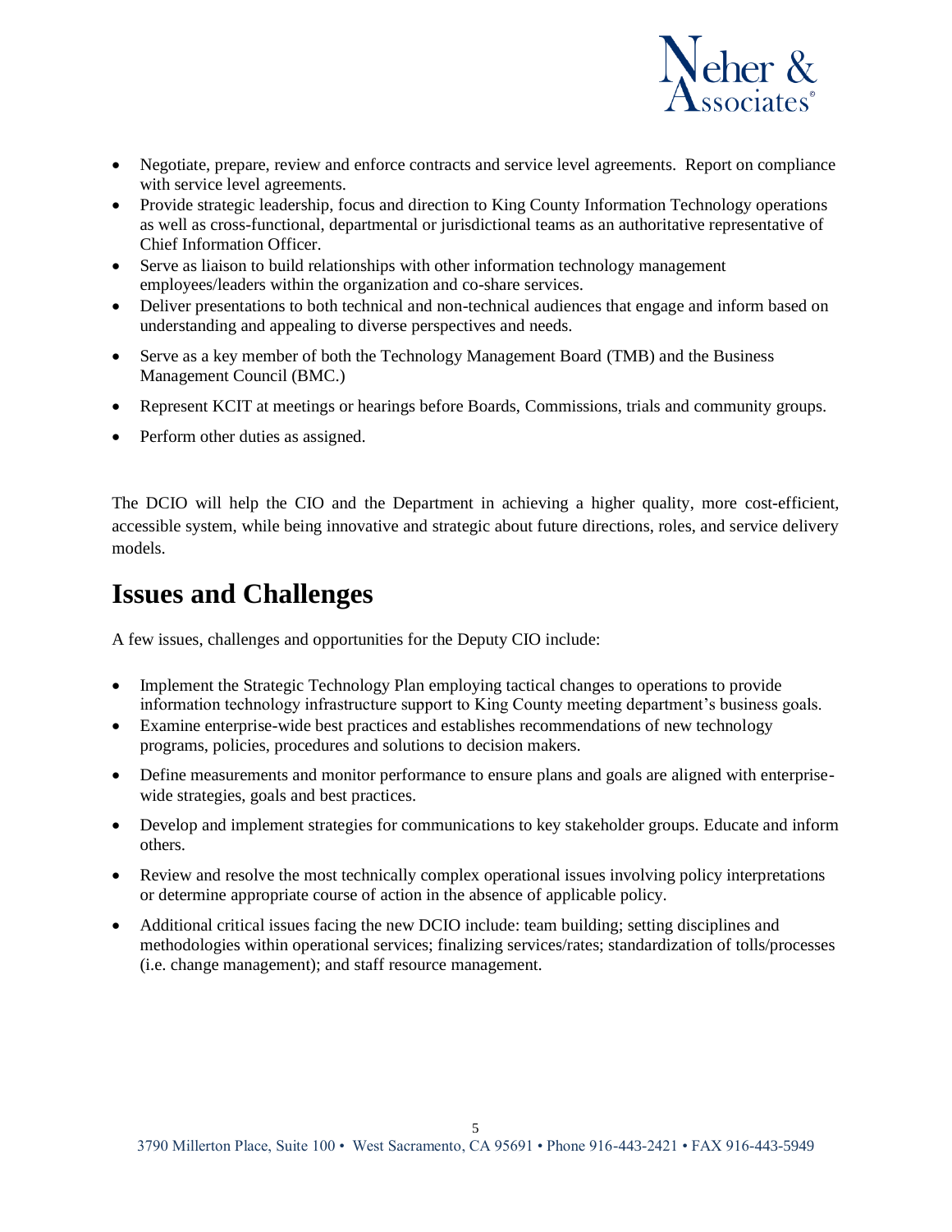- Negotiate, prepare, review and enforce contracts and service level agreements. Report on compliance with service level agreements.
- Provide strategic leadership, focus and direction to King County Information Technology operations as well as cross-functional, departmental or jurisdictional teams as an authoritative representative of Chief Information Officer.
- Serve as liaison to build relationships with other information technology management employees/leaders within the organization and co-share services.
- Deliver presentations to both technical and non-technical audiences that engage and inform based on understanding and appealing to diverse perspectives and needs.
- Serve as a key member of both the Technology Management Board (TMB) and the Business Management Council (BMC.)
- Represent KCIT at meetings or hearings before Boards, Commissions, trials and community groups.
- Perform other duties as assigned.

The DCIO will help the CIO and the Department in achieving a higher quality, more cost-efficient, accessible system, while being innovative and strategic about future directions, roles, and service delivery models.

# Issues and Challenges

A few issues, challenges and opportunities for the Deputy CIO include:

- Implement the Strategic Technology Plan employing tactical changes to operations to provide information technology infrastructure support to King County meeting department's business goals.
- Examine enterprise-wide best practices and establishes recommendations of new technology programs, policies, procedures and solutions to decision makers.
- Define measurements and monitor performance to ensure plans and goals are aligned with enterprise-wide strategies, goals and best practices.
- Develop and implement strategies for communications to key stakeholder groups. Educate and inform others.
- Review and resolve the most technically complex operational issues involving policy interpretations or determine appropriate course of action in the absence of applicable policy.
- Additional critical issues facing the new DCIO include: team building; setting disciplines and methodologies within operational services; finalizing services/rates; standardization of tolls/processes (i.e. change management); and staff resource management.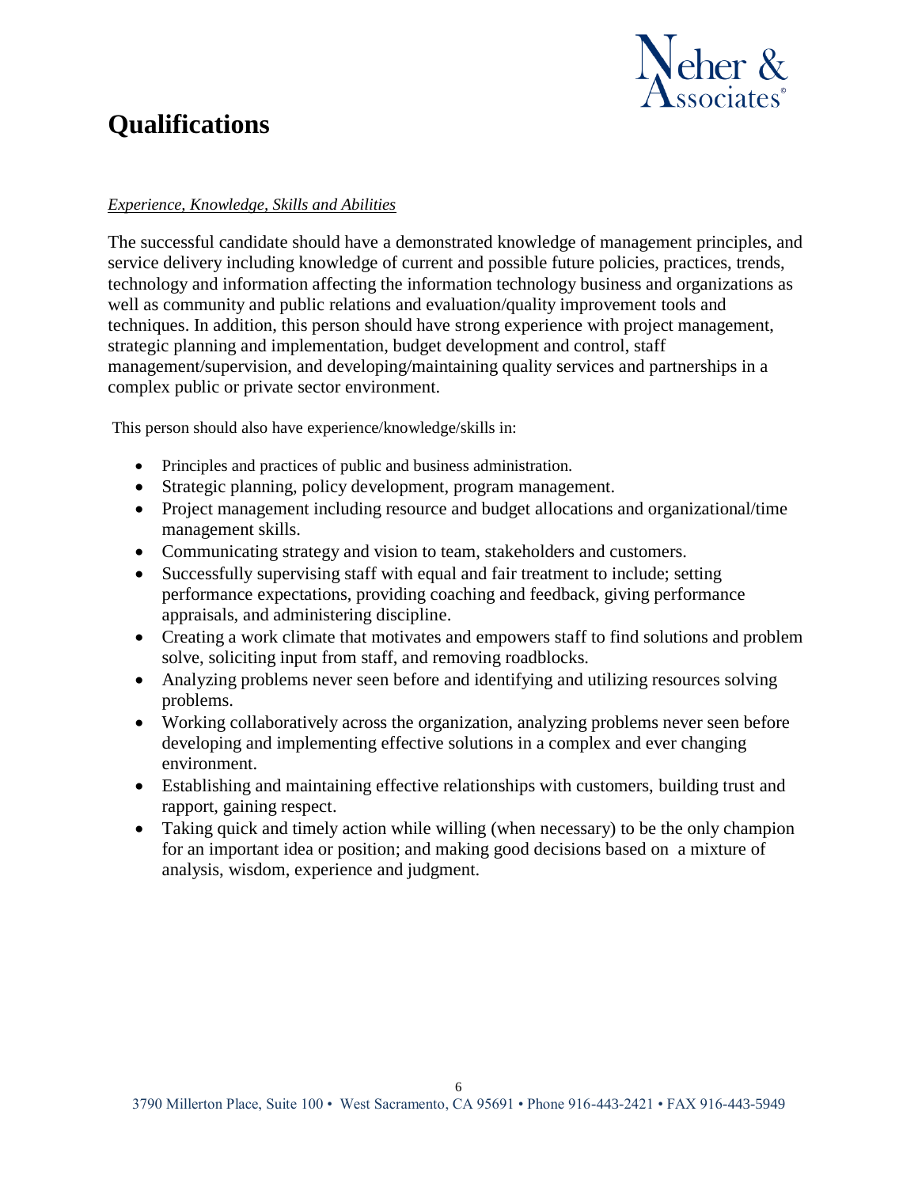# Qualifications

*Experience, Knowledge, Skills and Abilities*

The successful candidate should have a demonstrated knowledge of management principles, and service delivery including knowledge of current and possible future policies, practices, trends, technology and information affecting the information technology business and organizations as well as community and public relations and evaluation/quality improvement tools and techniques. In addition, this person should have strong experience with project management, strategic planning and implementation, budget development and control, staff management/supervision, and developing/maintaining quality services and partnerships in a complex public or private sector environment.

This person should also have experience/knowledge/skills in:

- Principles and practices of public and business administration.
- Strategic planning, policy development, program management.
- Project management including resource and budget allocations and organizational/time management skills.
- Communicating strategy and vision to team, stakeholders and customers.
- Successfully supervising staff with equal and fair treatment to include; setting performance expectations, providing coaching and feedback, giving performance appraisals, and administering discipline.
- Creating a work climate that motivates and empowers staff to find solutions and problem solve, soliciting input from staff, and removing roadblocks.
- Analyzing problems never seen before and identifying and utilizing resources solving problems.
- Working collaboratively across the organization, analyzing problems never seen before developing and implementing effective solutions in a complex and ever changing environment.
- Establishing and maintaining effective relationships with customers, building trust and rapport, gaining respect.
- Taking quick and timely action while willing (when necessary) to be the only champion for an important idea or position; and making good decisions based on a mixture of analysis, wisdom, experience and judgment.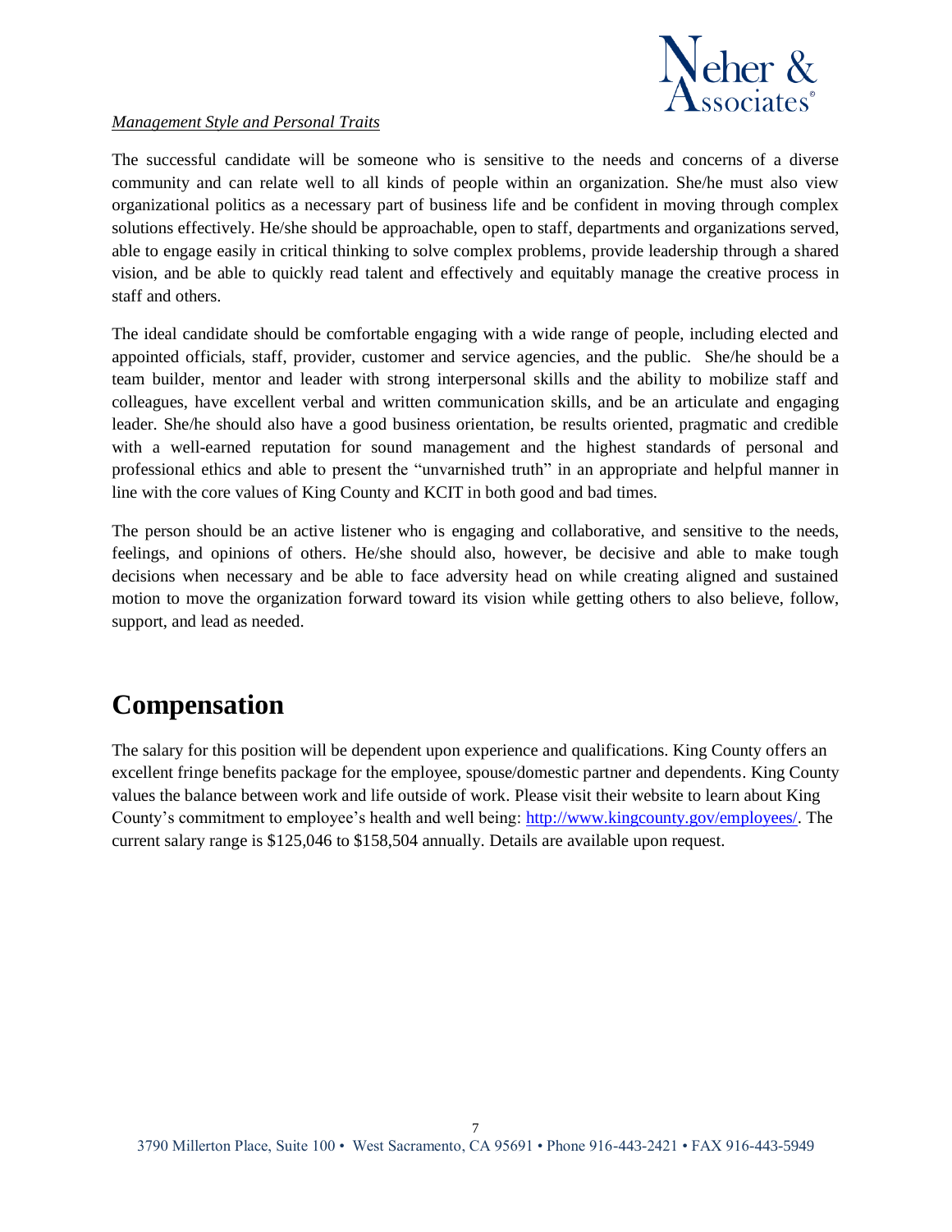*Management Style and Personal Traits*

The successful candidate will be someone who is sensitive to the needs and concerns of a diverse community and can relate well to all kinds of people within an organization. She/he must also view organizational politics as a necessary part of business life and be confident in moving through complex solutions effectively. He/she should be approachable, open to staff, departments and organizations served, able to engage easily in critical thinking to solve complex problems, provide leadership through a shared vision, and be able to quickly read talent and effectively and equitably manage the creative process in staff and others.

The ideal candidate should be comfortable engaging with a wide range of people, including elected and appointed officials, staff, provider, customer and service agencies, and the public. She/he should be a team builder, mentor and leader with strong interpersonal skills and the ability to mobilize staff and colleagues, have excellent verbal and written communication skills, and be an articulate and engaging leader. She/he should also have a good business orientation, be results oriented, pragmatic and credible with a well-earned reputation for sound management and the highest standards of personal and professional ethics and able to present the "unvarnished truth" in an appropriate and helpful manner in line with the core values of King County and KCIT in both good and bad times.

The person should be an active listener who is engaging and collaborative, and sensitive to the needs, feelings, and opinions of others. He/she should also, however, be decisive and able to make tough decisions when necessary and be able to face adversity head on while creating aligned and sustained motion to move the organization forward toward its vision while getting others to also believe, follow, support, and lead as needed.

# Compensation

The salary for this position will be dependent upon experience and qualifications. King County offers an excellent fringe benefits package for the employee, spouse/domestic partner and dependents. King County values the balance between work and life outside of work. Please visit their website to learn about King County's commitment to employee's health and well being: [http://www.kingcounty.gov/employees/](http://www.kingcounty.gov/employees/). The current salary range is $125,046 to $158,504 annually. Details are available upon request.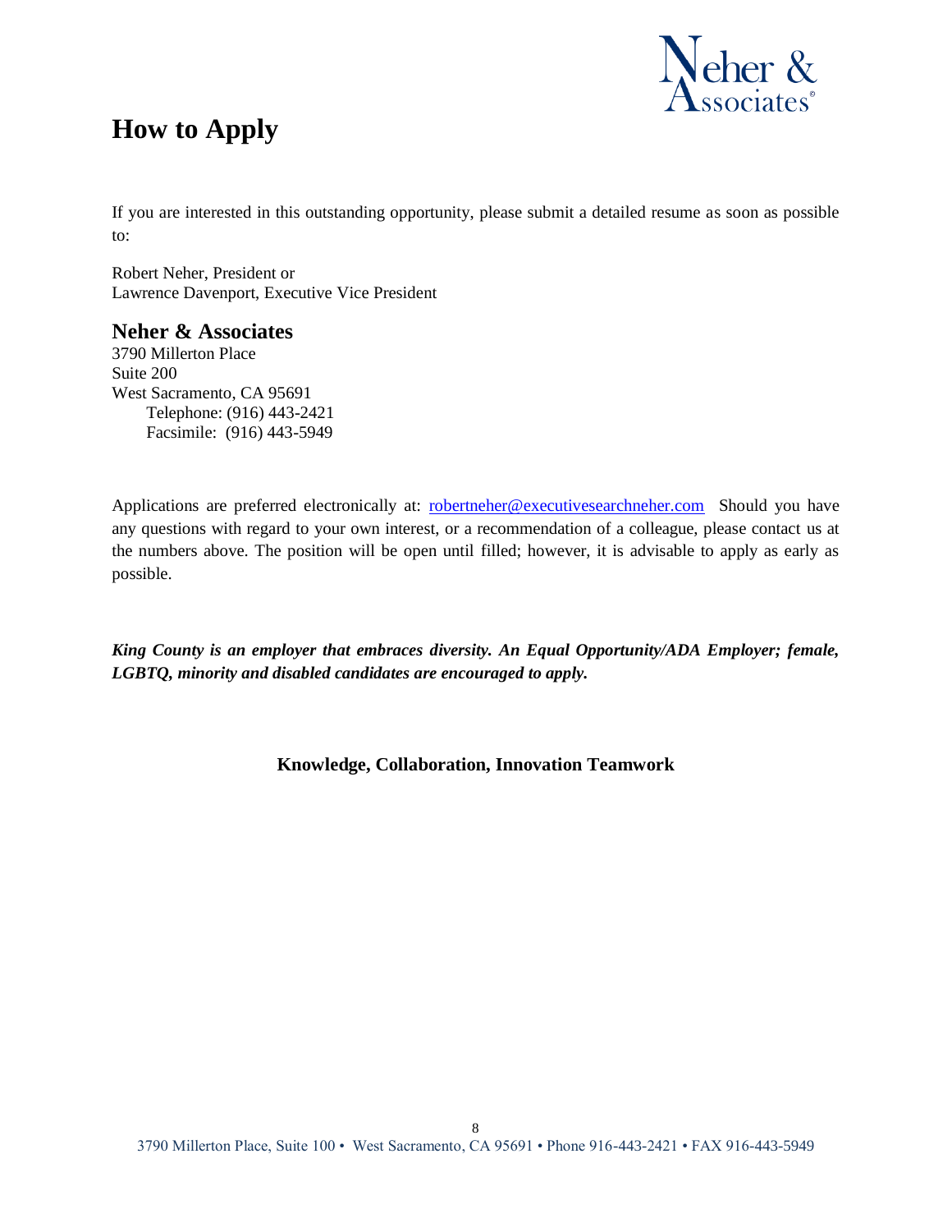# How to Apply

If you are interested in this outstanding opportunity, please submit a detailed resume as soon as possible to:

Robert Neher, President or
Lawrence Davenport, Executive Vice President

## Neher & Associates

3790 Millerton Place
Suite 200
West Sacramento, CA 95691
Telephone: (916) 443-2421
Facsimile: (916) 443-5949

Applications are preferred electronically at: robertneher@executivesearchneher.com Should you have any questions with regard to your own interest, or a recommendation of a colleague, please contact us at the numbers above. The position will be open until filled; however, it is advisable to apply as early as possible.

***King County is an employer that embraces diversity. An Equal Opportunity/ADA Employer; female, LGBTQ, minority and disabled candidates are encouraged to apply.***

**Knowledge, Collaboration, Innovation Teamwork**